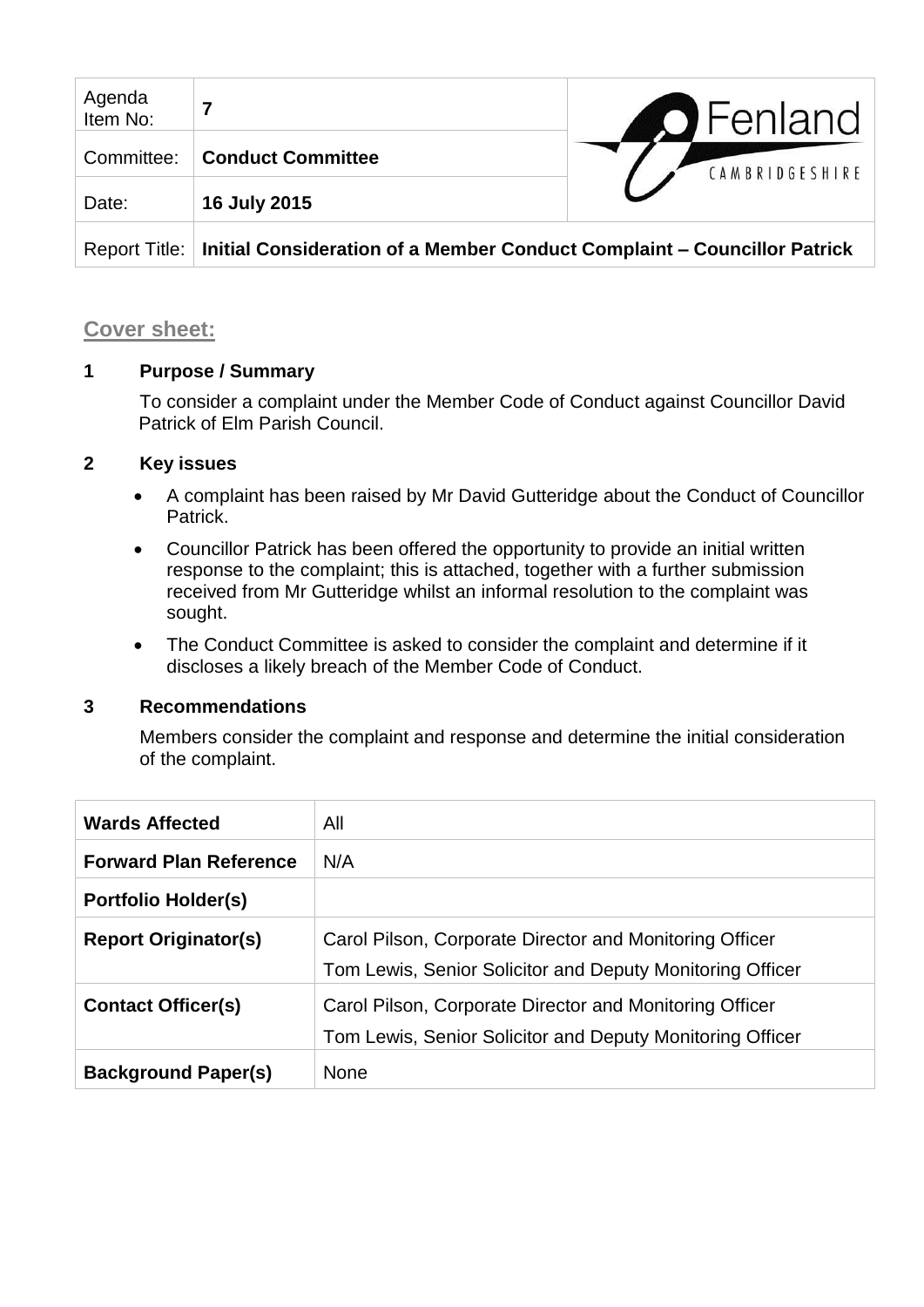| Agenda Item No: | **7** | Fenland CAMBRIDGESHIRE |
|---|---|---|
| Committee: | **Conduct Committee** | |
| Date: | **16 July 2015** | |
| Report Title: | **Initial Consideration of a Member Conduct Complaint – Councillor Patrick** | |

## Cover sheet:

### 1 Purpose / Summary

To consider a complaint under the Member Code of Conduct against Councillor David Patrick of Elm Parish Council.

### 2 Key issues

- A complaint has been raised by Mr David Gutteridge about the Conduct of Councillor Patrick.
- Councillor Patrick has been offered the opportunity to provide an initial written response to the complaint; this is attached, together with a further submission received from Mr Gutteridge whilst an informal resolution to the complaint was sought.
- The Conduct Committee is asked to consider the complaint and determine if it discloses a likely breach of the Member Code of Conduct.

### 3 Recommendations

Members consider the complaint and response and determine the initial consideration of the complaint.

| | |
|---|---|
| **Wards Affected** | All |
| **Forward Plan Reference** | N/A |
| **Portfolio Holder(s)** | |
| **Report Originator(s)** | Carol Pilson, Corporate Director and Monitoring Officer<br>Tom Lewis, Senior Solicitor and Deputy Monitoring Officer |
| **Contact Officer(s)** | Carol Pilson, Corporate Director and Monitoring Officer<br>Tom Lewis, Senior Solicitor and Deputy Monitoring Officer |
| **Background Paper(s)** | None |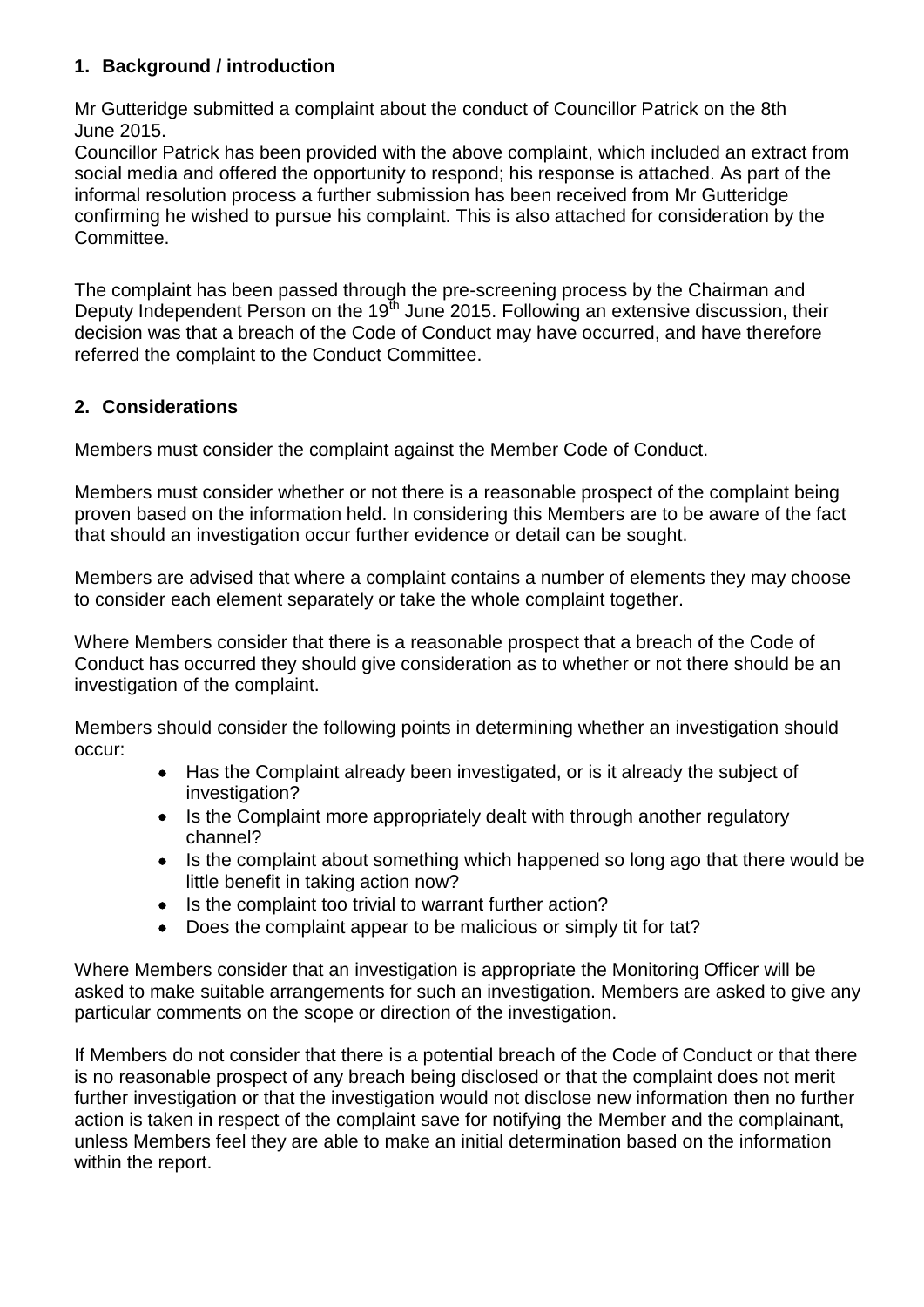## 1. Background / introduction

Mr Gutteridge submitted a complaint about the conduct of Councillor Patrick on the 8th June 2015.

Councillor Patrick has been provided with the above complaint, which included an extract from social media and offered the opportunity to respond; his response is attached. As part of the informal resolution process a further submission has been received from Mr Gutteridge confirming he wished to pursue his complaint. This is also attached for consideration by the Committee.

The complaint has been passed through the pre-screening process by the Chairman and Deputy Independent Person on the 19th June 2015. Following an extensive discussion, their decision was that a breach of the Code of Conduct may have occurred, and have therefore referred the complaint to the Conduct Committee.

## 2. Considerations

Members must consider the complaint against the Member Code of Conduct.

Members must consider whether or not there is a reasonable prospect of the complaint being proven based on the information held. In considering this Members are to be aware of the fact that should an investigation occur further evidence or detail can be sought.

Members are advised that where a complaint contains a number of elements they may choose to consider each element separately or take the whole complaint together.

Where Members consider that there is a reasonable prospect that a breach of the Code of Conduct has occurred they should give consideration as to whether or not there should be an investigation of the complaint.

Members should consider the following points in determining whether an investigation should occur:

- Has the Complaint already been investigated, or is it already the subject of investigation?
- Is the Complaint more appropriately dealt with through another regulatory channel?
- Is the complaint about something which happened so long ago that there would be little benefit in taking action now?
- Is the complaint too trivial to warrant further action?
- Does the complaint appear to be malicious or simply tit for tat?

Where Members consider that an investigation is appropriate the Monitoring Officer will be asked to make suitable arrangements for such an investigation. Members are asked to give any particular comments on the scope or direction of the investigation.

If Members do not consider that there is a potential breach of the Code of Conduct or that there is no reasonable prospect of any breach being disclosed or that the complaint does not merit further investigation or that the investigation would not disclose new information then no further action is taken in respect of the complaint save for notifying the Member and the complainant, unless Members feel they are able to make an initial determination based on the information within the report.